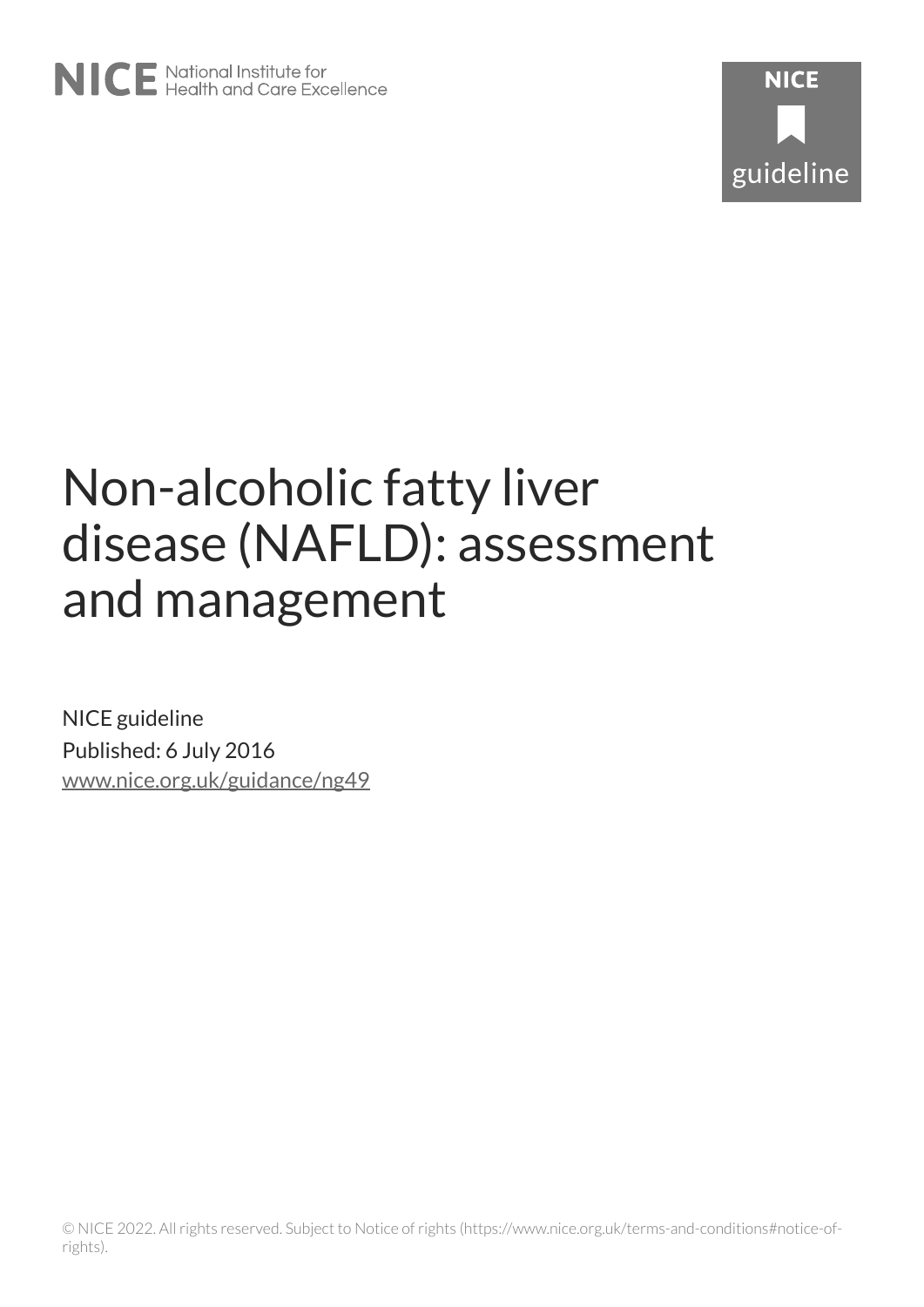NICE National Institute for Health and Care Excellence

NICE guideline

# Non-alcoholic fatty liver disease (NAFLD): assessment and management

NICE guideline

Published: 6 July 2016

www.nice.org.uk/guidance/ng49

© NICE 2022. All rights reserved. Subject to Notice of rights (https://www.nice.org.uk/terms-and-conditions#notice-of-rights).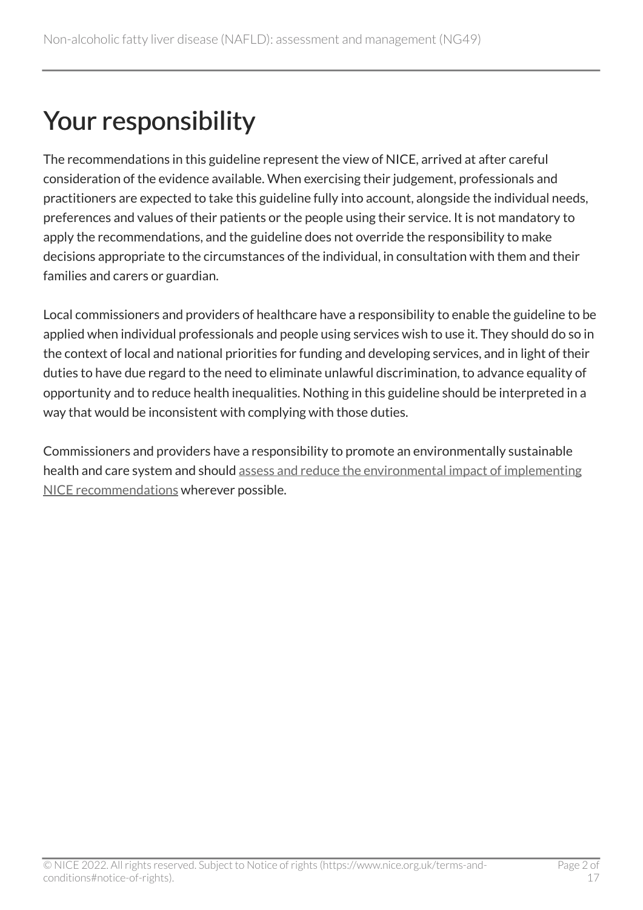# Your responsibility

The recommendations in this guideline represent the view of NICE, arrived at after careful consideration of the evidence available. When exercising their judgement, professionals and practitioners are expected to take this guideline fully into account, alongside the individual needs, preferences and values of their patients or the people using their service. It is not mandatory to apply the recommendations, and the guideline does not override the responsibility to make decisions appropriate to the circumstances of the individual, in consultation with them and their families and carers or guardian.

Local commissioners and providers of healthcare have a responsibility to enable the guideline to be applied when individual professionals and people using services wish to use it. They should do so in the context of local and national priorities for funding and developing services, and in light of their duties to have due regard to the need to eliminate unlawful discrimination, to advance equality of opportunity and to reduce health inequalities. Nothing in this guideline should be interpreted in a way that would be inconsistent with complying with those duties.

Commissioners and providers have a responsibility to promote an environmentally sustainable health and care system and should assess and reduce the environmental impact of implementing NICE recommendations wherever possible.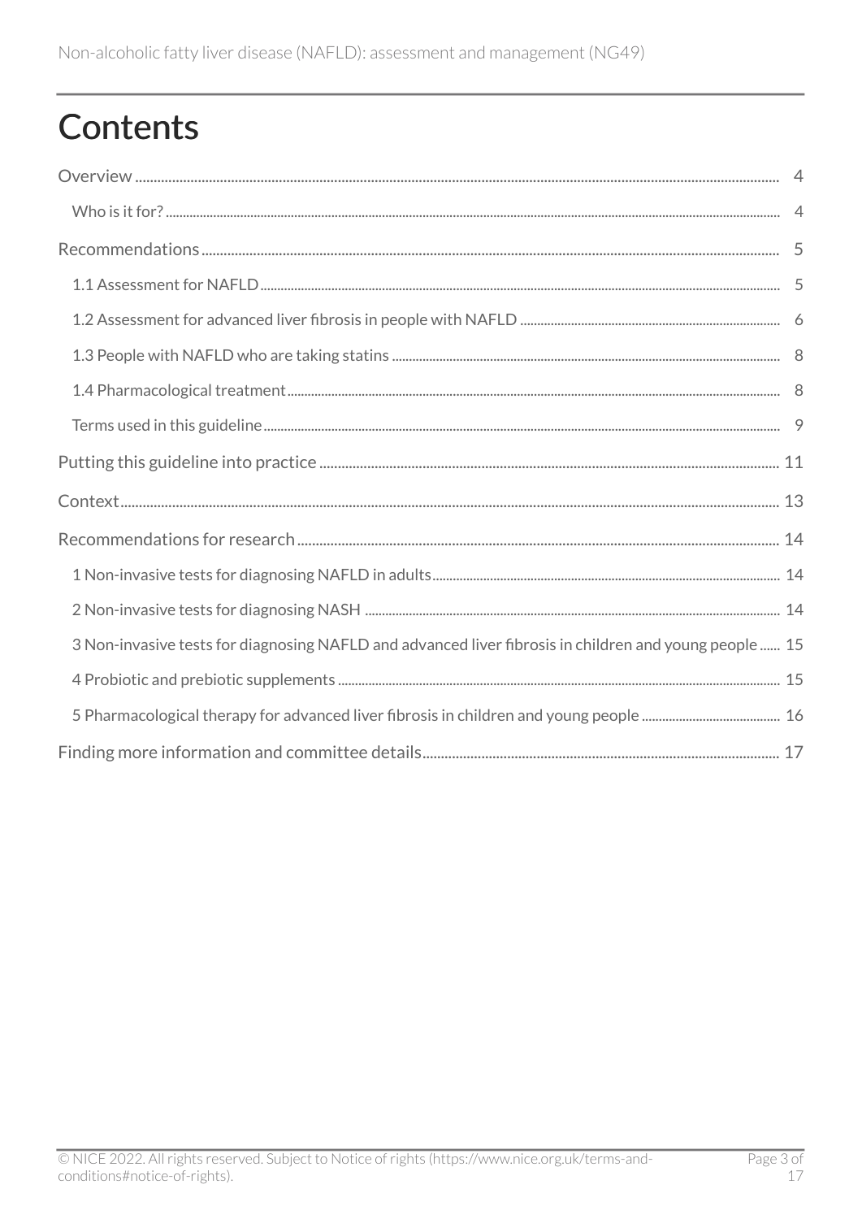# Contents

- Overview ..... 4
  - Who is it for? ..... 4
- Recommendations ..... 5
  - 1.1 Assessment for NAFLD ..... 5
  - 1.2 Assessment for advanced liver fibrosis in people with NAFLD ..... 6
  - 1.3 People with NAFLD who are taking statins ..... 8
  - 1.4 Pharmacological treatment ..... 8
  - Terms used in this guideline ..... 9
- Putting this guideline into practice ..... 11
- Context ..... 13
- Recommendations for research ..... 14
  - 1 Non-invasive tests for diagnosing NAFLD in adults ..... 14
  - 2 Non-invasive tests for diagnosing NASH ..... 14
  - 3 Non-invasive tests for diagnosing NAFLD and advanced liver fibrosis in children and young people ..... 15
  - 4 Probiotic and prebiotic supplements ..... 15
  - 5 Pharmacological therapy for advanced liver fibrosis in children and young people ..... 16
- Finding more information and committee details ..... 17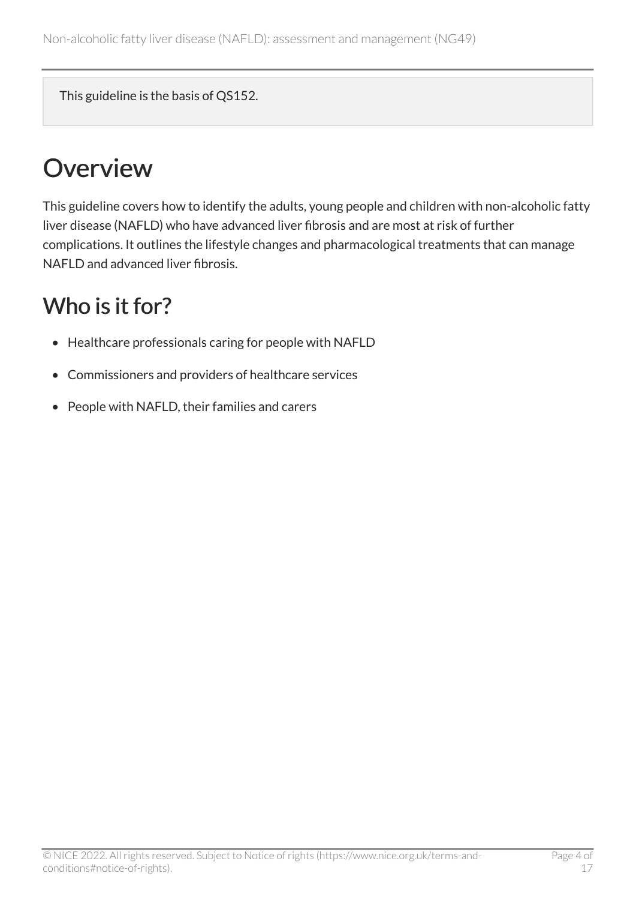This guideline is the basis of QS152.

# Overview

This guideline covers how to identify the adults, young people and children with non-alcoholic fatty liver disease (NAFLD) who have advanced liver fibrosis and are most at risk of further complications. It outlines the lifestyle changes and pharmacological treatments that can manage NAFLD and advanced liver fibrosis.

## Who is it for?

- Healthcare professionals caring for people with NAFLD
- Commissioners and providers of healthcare services
- People with NAFLD, their families and carers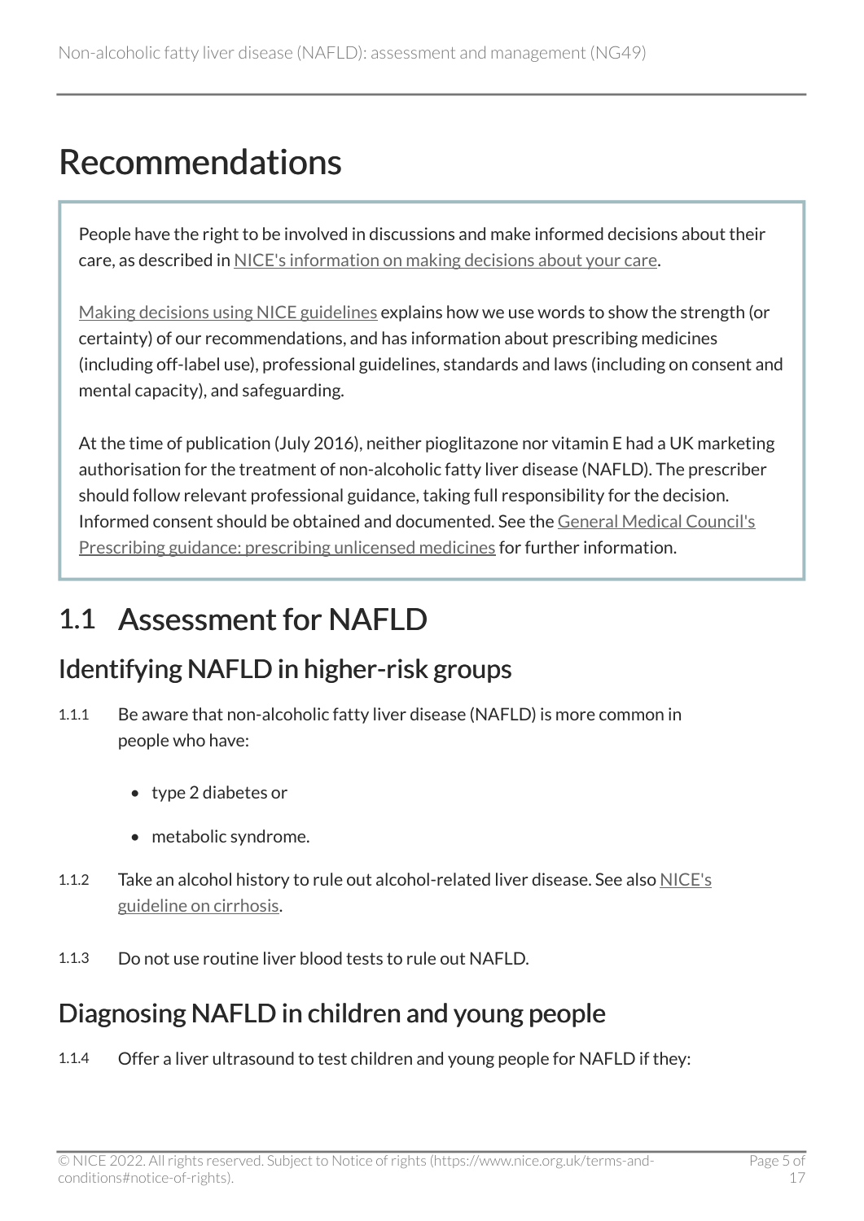# Recommendations

People have the right to be involved in discussions and make informed decisions about their care, as described in NICE's information on making decisions about your care.

Making decisions using NICE guidelines explains how we use words to show the strength (or certainty) of our recommendations, and has information about prescribing medicines (including off-label use), professional guidelines, standards and laws (including on consent and mental capacity), and safeguarding.

At the time of publication (July 2016), neither pioglitazone nor vitamin E had a UK marketing authorisation for the treatment of non-alcoholic fatty liver disease (NAFLD). The prescriber should follow relevant professional guidance, taking full responsibility for the decision. Informed consent should be obtained and documented. See the General Medical Council's Prescribing guidance: prescribing unlicensed medicines for further information.

## 1.1 Assessment for NAFLD

### Identifying NAFLD in higher-risk groups

1.1.1 Be aware that non-alcoholic fatty liver disease (NAFLD) is more common in people who have:

- type 2 diabetes or
- metabolic syndrome.

1.1.2 Take an alcohol history to rule out alcohol-related liver disease. See also NICE's guideline on cirrhosis.

1.1.3 Do not use routine liver blood tests to rule out NAFLD.

### Diagnosing NAFLD in children and young people

1.1.4 Offer a liver ultrasound to test children and young people for NAFLD if they: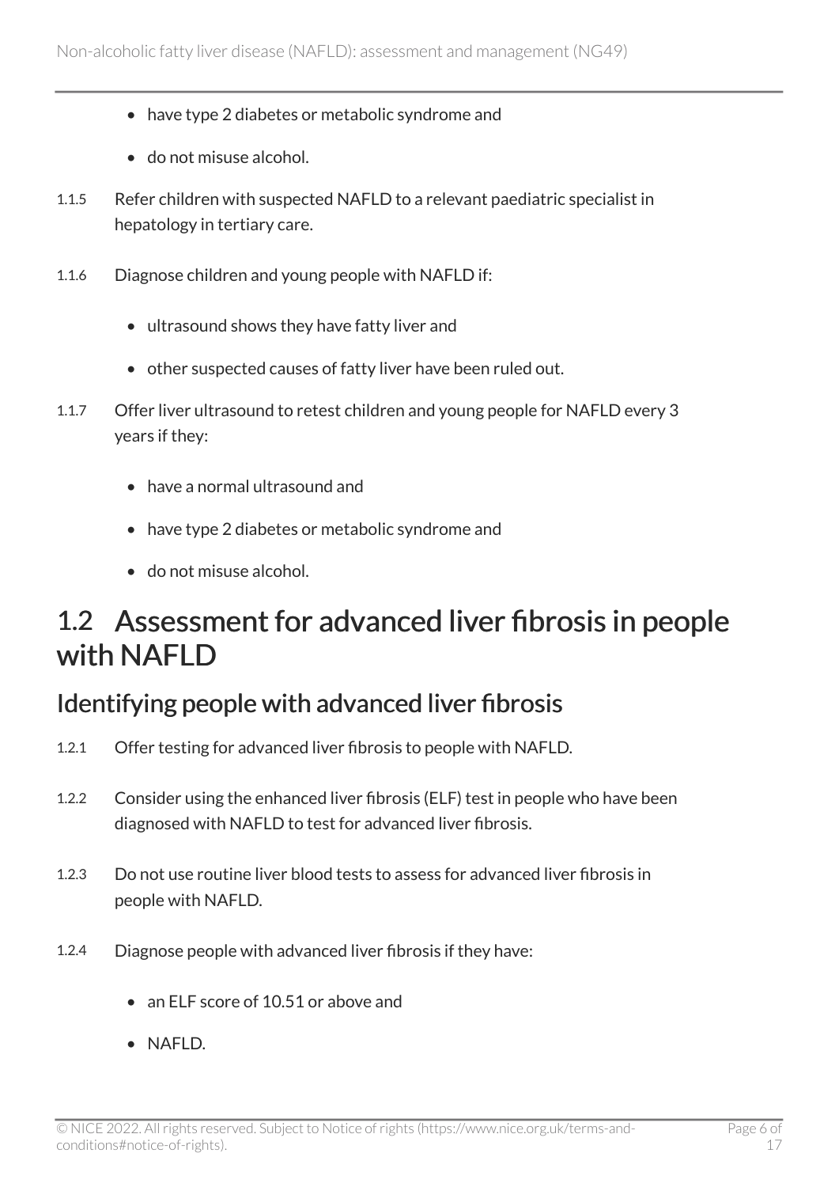- have type 2 diabetes or metabolic syndrome and
- do not misuse alcohol.

1.1.5 Refer children with suspected NAFLD to a relevant paediatric specialist in hepatology in tertiary care.

1.1.6 Diagnose children and young people with NAFLD if:

- ultrasound shows they have fatty liver and
- other suspected causes of fatty liver have been ruled out.

1.1.7 Offer liver ultrasound to retest children and young people for NAFLD every 3 years if they:

- have a normal ultrasound and
- have type 2 diabetes or metabolic syndrome and
- do not misuse alcohol.

## 1.2 Assessment for advanced liver fibrosis in people with NAFLD

### Identifying people with advanced liver fibrosis

1.2.1 Offer testing for advanced liver fibrosis to people with NAFLD.

1.2.2 Consider using the enhanced liver fibrosis (ELF) test in people who have been diagnosed with NAFLD to test for advanced liver fibrosis.

1.2.3 Do not use routine liver blood tests to assess for advanced liver fibrosis in people with NAFLD.

1.2.4 Diagnose people with advanced liver fibrosis if they have:

- an ELF score of 10.51 or above and
- NAFLD.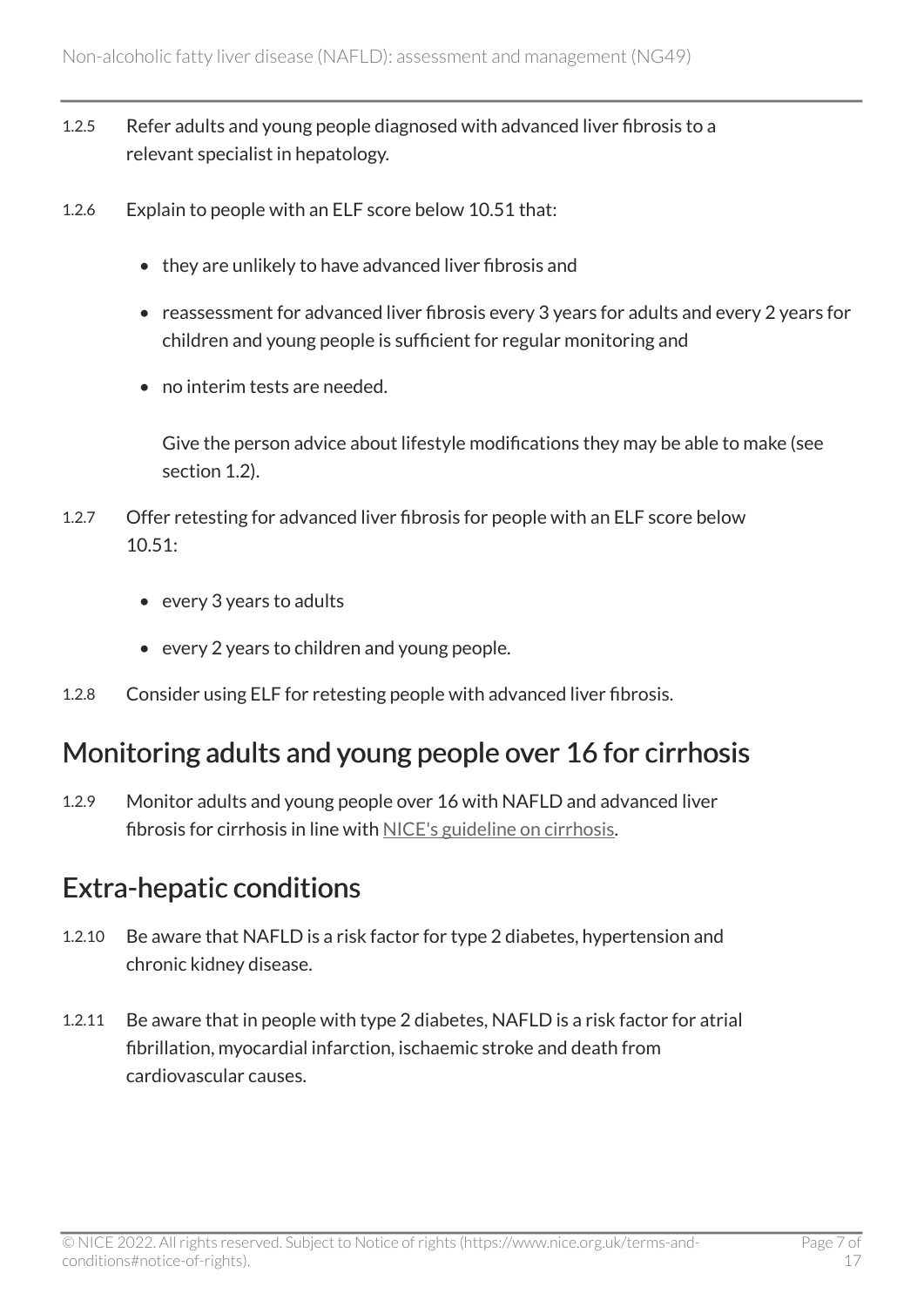1.2.5 Refer adults and young people diagnosed with advanced liver fibrosis to a relevant specialist in hepatology.

1.2.6 Explain to people with an ELF score below 10.51 that:

- they are unlikely to have advanced liver fibrosis and
- reassessment for advanced liver fibrosis every 3 years for adults and every 2 years for children and young people is sufficient for regular monitoring and
- no interim tests are needed.

  Give the person advice about lifestyle modifications they may be able to make (see section 1.2).

1.2.7 Offer retesting for advanced liver fibrosis for people with an ELF score below 10.51:

- every 3 years to adults
- every 2 years to children and young people.

1.2.8 Consider using ELF for retesting people with advanced liver fibrosis.

## Monitoring adults and young people over 16 for cirrhosis

1.2.9 Monitor adults and young people over 16 with NAFLD and advanced liver fibrosis for cirrhosis in line with NICE's guideline on cirrhosis.

## Extra-hepatic conditions

1.2.10 Be aware that NAFLD is a risk factor for type 2 diabetes, hypertension and chronic kidney disease.

1.2.11 Be aware that in people with type 2 diabetes, NAFLD is a risk factor for atrial fibrillation, myocardial infarction, ischaemic stroke and death from cardiovascular causes.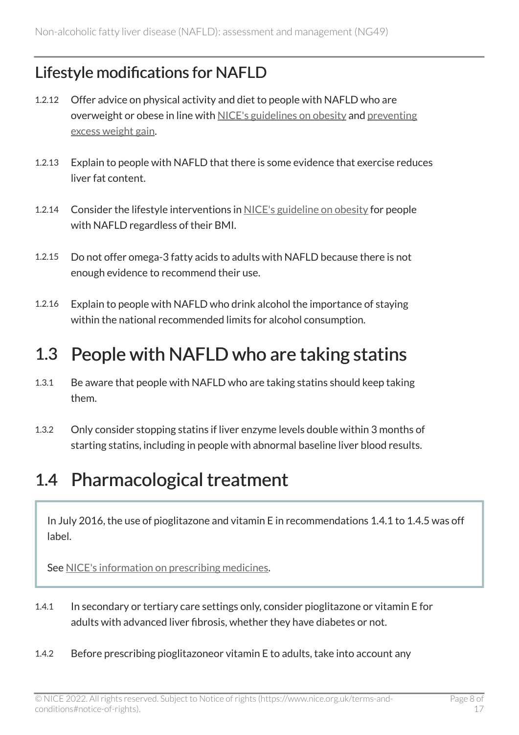## Lifestyle modifications for NAFLD

1.2.12 Offer advice on physical activity and diet to people with NAFLD who are overweight or obese in line with NICE's guidelines on obesity and preventing excess weight gain.

1.2.13 Explain to people with NAFLD that there is some evidence that exercise reduces liver fat content.

1.2.14 Consider the lifestyle interventions in NICE's guideline on obesity for people with NAFLD regardless of their BMI.

1.2.15 Do not offer omega-3 fatty acids to adults with NAFLD because there is not enough evidence to recommend their use.

1.2.16 Explain to people with NAFLD who drink alcohol the importance of staying within the national recommended limits for alcohol consumption.

# 1.3 People with NAFLD who are taking statins

1.3.1 Be aware that people with NAFLD who are taking statins should keep taking them.

1.3.2 Only consider stopping statins if liver enzyme levels double within 3 months of starting statins, including in people with abnormal baseline liver blood results.

# 1.4 Pharmacological treatment

> In July 2016, the use of pioglitazone and vitamin E in recommendations 1.4.1 to 1.4.5 was off label.
>
> See NICE's information on prescribing medicines.

1.4.1 In secondary or tertiary care settings only, consider pioglitazone or vitamin E for adults with advanced liver fibrosis, whether they have diabetes or not.

1.4.2 Before prescribing pioglitazoneor vitamin E to adults, take into account any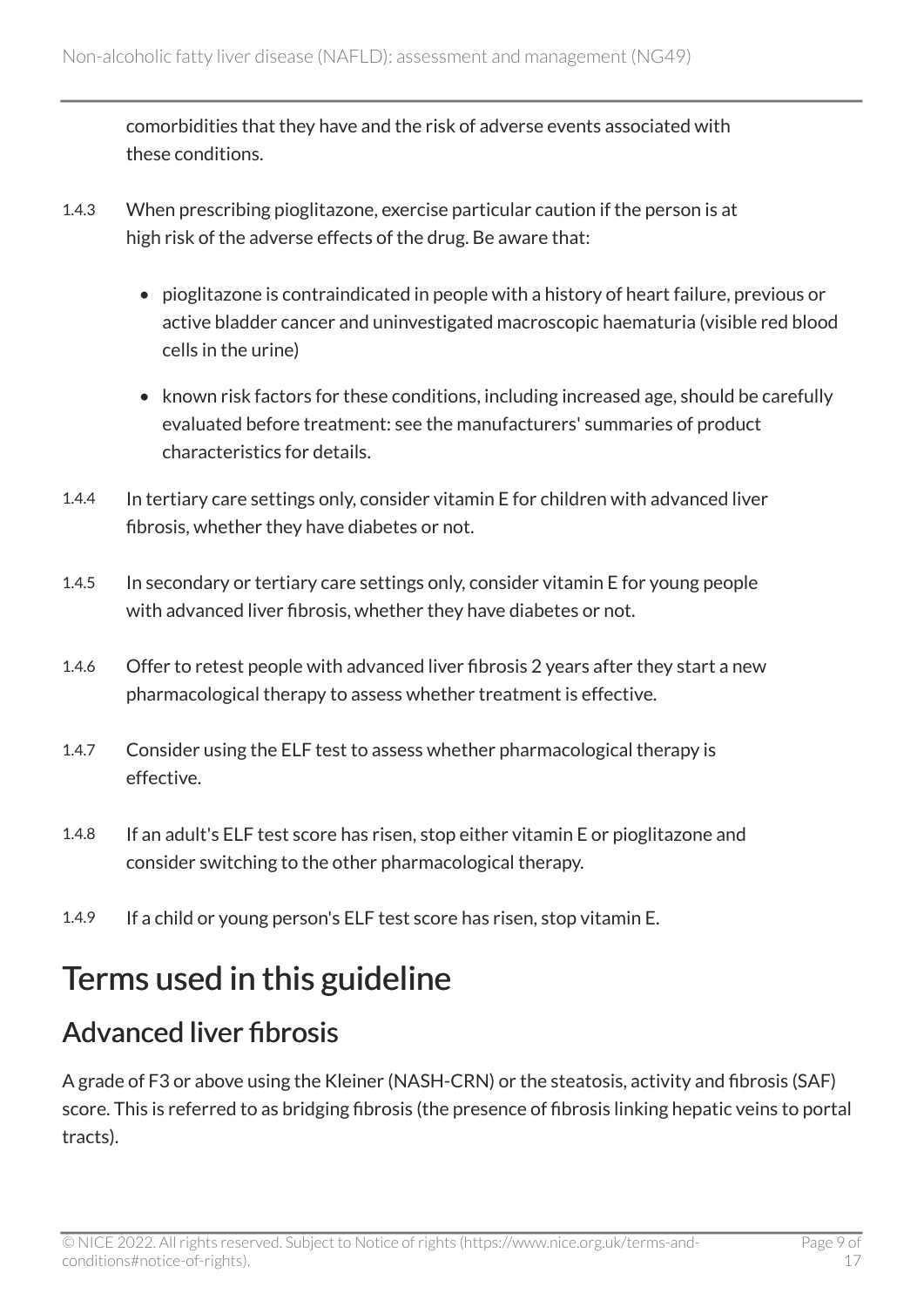comorbidities that they have and the risk of adverse events associated with these conditions.

1.4.3 When prescribing pioglitazone, exercise particular caution if the person is at high risk of the adverse effects of the drug. Be aware that:

- pioglitazone is contraindicated in people with a history of heart failure, previous or active bladder cancer and uninvestigated macroscopic haematuria (visible red blood cells in the urine)
- known risk factors for these conditions, including increased age, should be carefully evaluated before treatment: see the manufacturers' summaries of product characteristics for details.

1.4.4 In tertiary care settings only, consider vitamin E for children with advanced liver fibrosis, whether they have diabetes or not.

1.4.5 In secondary or tertiary care settings only, consider vitamin E for young people with advanced liver fibrosis, whether they have diabetes or not.

1.4.6 Offer to retest people with advanced liver fibrosis 2 years after they start a new pharmacological therapy to assess whether treatment is effective.

1.4.7 Consider using the ELF test to assess whether pharmacological therapy is effective.

1.4.8 If an adult's ELF test score has risen, stop either vitamin E or pioglitazone and consider switching to the other pharmacological therapy.

1.4.9 If a child or young person's ELF test score has risen, stop vitamin E.

# Terms used in this guideline

## Advanced liver fibrosis

A grade of F3 or above using the Kleiner (NASH-CRN) or the steatosis, activity and fibrosis (SAF) score. This is referred to as bridging fibrosis (the presence of fibrosis linking hepatic veins to portal tracts).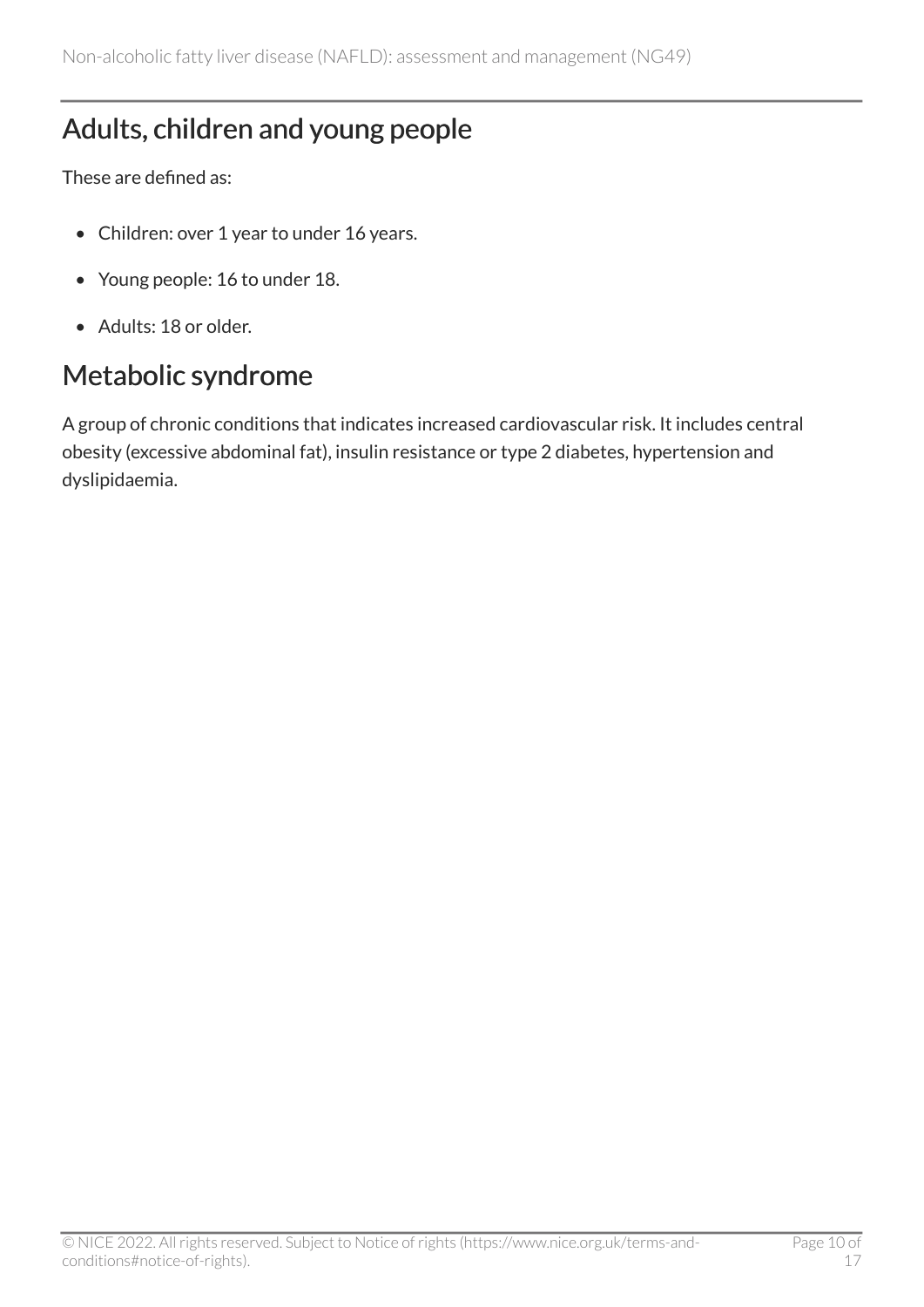## Adults, children and young people

These are defined as:

- Children: over 1 year to under 16 years.
- Young people: 16 to under 18.
- Adults: 18 or older.

## Metabolic syndrome

A group of chronic conditions that indicates increased cardiovascular risk. It includes central obesity (excessive abdominal fat), insulin resistance or type 2 diabetes, hypertension and dyslipidaemia.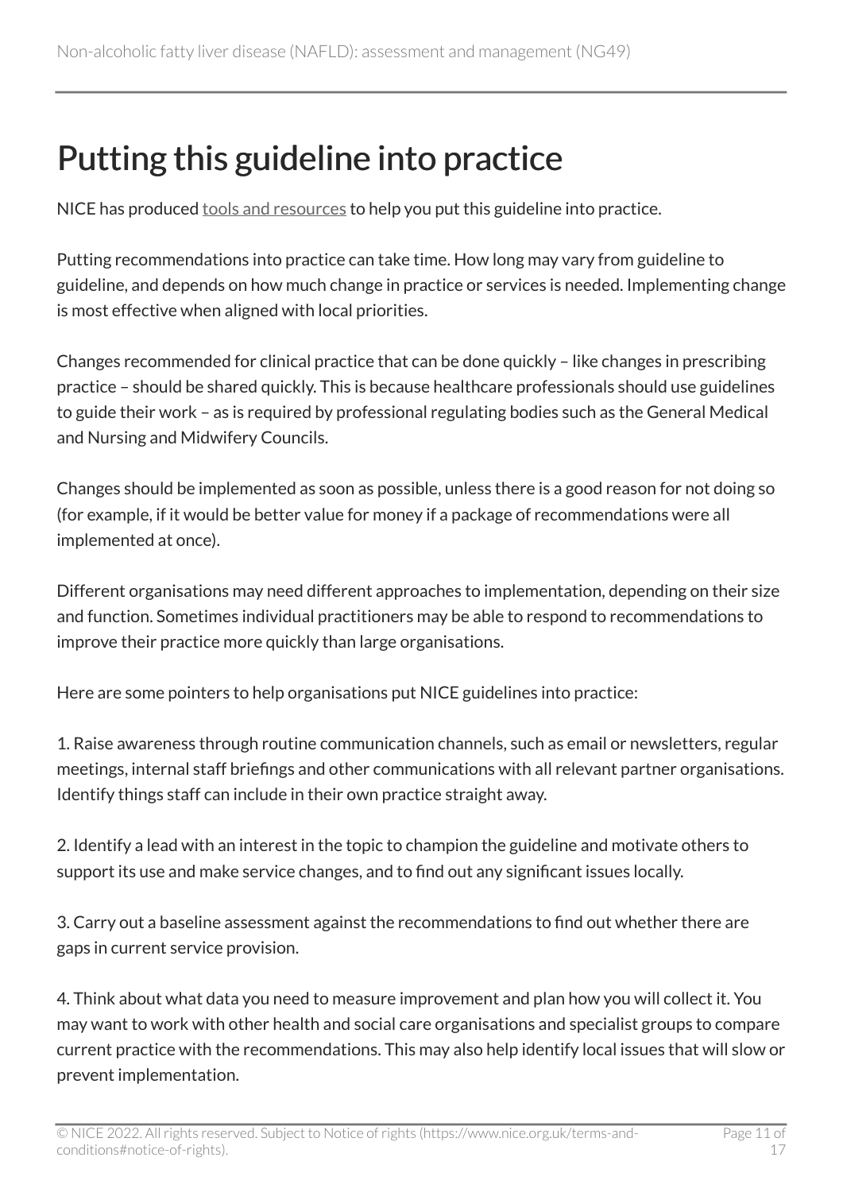# Putting this guideline into practice

NICE has produced tools and resources to help you put this guideline into practice.

Putting recommendations into practice can take time. How long may vary from guideline to guideline, and depends on how much change in practice or services is needed. Implementing change is most effective when aligned with local priorities.

Changes recommended for clinical practice that can be done quickly – like changes in prescribing practice – should be shared quickly. This is because healthcare professionals should use guidelines to guide their work – as is required by professional regulating bodies such as the General Medical and Nursing and Midwifery Councils.

Changes should be implemented as soon as possible, unless there is a good reason for not doing so (for example, if it would be better value for money if a package of recommendations were all implemented at once).

Different organisations may need different approaches to implementation, depending on their size and function. Sometimes individual practitioners may be able to respond to recommendations to improve their practice more quickly than large organisations.

Here are some pointers to help organisations put NICE guidelines into practice:

1. Raise awareness through routine communication channels, such as email or newsletters, regular meetings, internal staff briefings and other communications with all relevant partner organisations. Identify things staff can include in their own practice straight away.

2. Identify a lead with an interest in the topic to champion the guideline and motivate others to support its use and make service changes, and to find out any significant issues locally.

3. Carry out a baseline assessment against the recommendations to find out whether there are gaps in current service provision.

4. Think about what data you need to measure improvement and plan how you will collect it. You may want to work with other health and social care organisations and specialist groups to compare current practice with the recommendations. This may also help identify local issues that will slow or prevent implementation.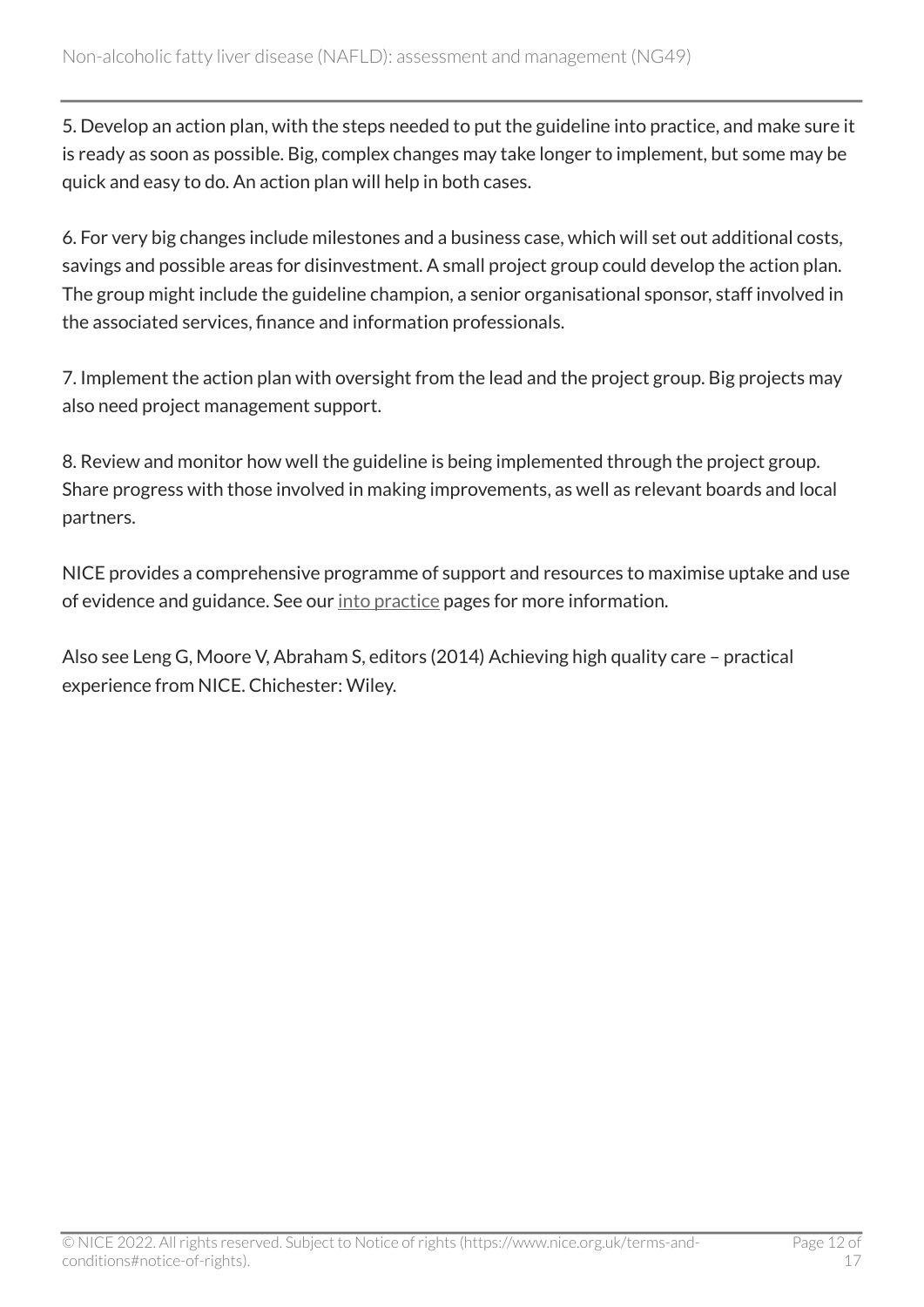5. Develop an action plan, with the steps needed to put the guideline into practice, and make sure it is ready as soon as possible. Big, complex changes may take longer to implement, but some may be quick and easy to do. An action plan will help in both cases.

6. For very big changes include milestones and a business case, which will set out additional costs, savings and possible areas for disinvestment. A small project group could develop the action plan. The group might include the guideline champion, a senior organisational sponsor, staff involved in the associated services, finance and information professionals.

7. Implement the action plan with oversight from the lead and the project group. Big projects may also need project management support.

8. Review and monitor how well the guideline is being implemented through the project group. Share progress with those involved in making improvements, as well as relevant boards and local partners.

NICE provides a comprehensive programme of support and resources to maximise uptake and use of evidence and guidance. See our into practice pages for more information.

Also see Leng G, Moore V, Abraham S, editors (2014) Achieving high quality care – practical experience from NICE. Chichester: Wiley.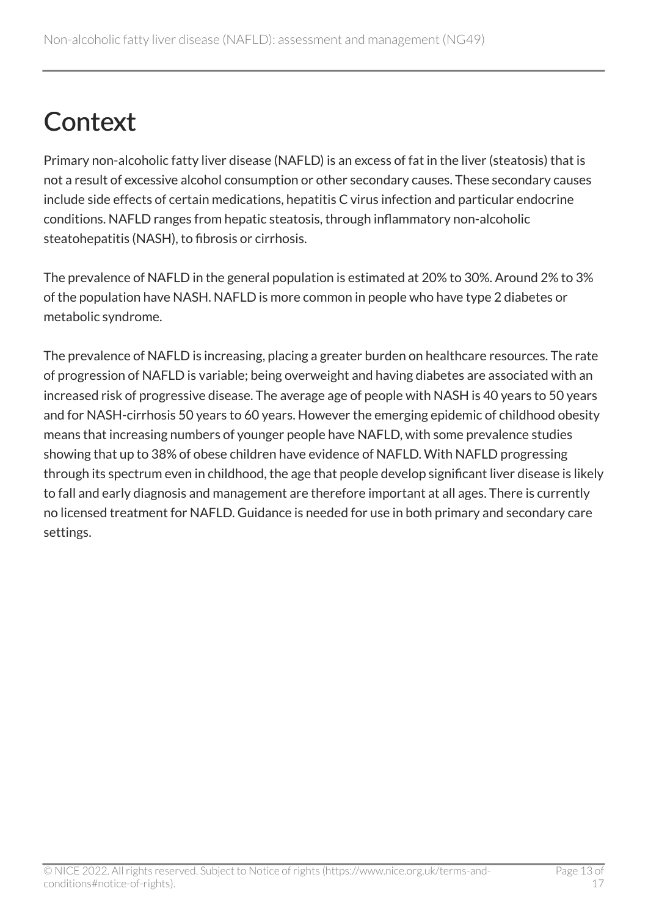# Context

Primary non-alcoholic fatty liver disease (NAFLD) is an excess of fat in the liver (steatosis) that is not a result of excessive alcohol consumption or other secondary causes. These secondary causes include side effects of certain medications, hepatitis C virus infection and particular endocrine conditions. NAFLD ranges from hepatic steatosis, through inflammatory non-alcoholic steatohepatitis (NASH), to fibrosis or cirrhosis.

The prevalence of NAFLD in the general population is estimated at 20% to 30%. Around 2% to 3% of the population have NASH. NAFLD is more common in people who have type 2 diabetes or metabolic syndrome.

The prevalence of NAFLD is increasing, placing a greater burden on healthcare resources. The rate of progression of NAFLD is variable; being overweight and having diabetes are associated with an increased risk of progressive disease. The average age of people with NASH is 40 years to 50 years and for NASH-cirrhosis 50 years to 60 years. However the emerging epidemic of childhood obesity means that increasing numbers of younger people have NAFLD, with some prevalence studies showing that up to 38% of obese children have evidence of NAFLD. With NAFLD progressing through its spectrum even in childhood, the age that people develop significant liver disease is likely to fall and early diagnosis and management are therefore important at all ages. There is currently no licensed treatment for NAFLD. Guidance is needed for use in both primary and secondary care settings.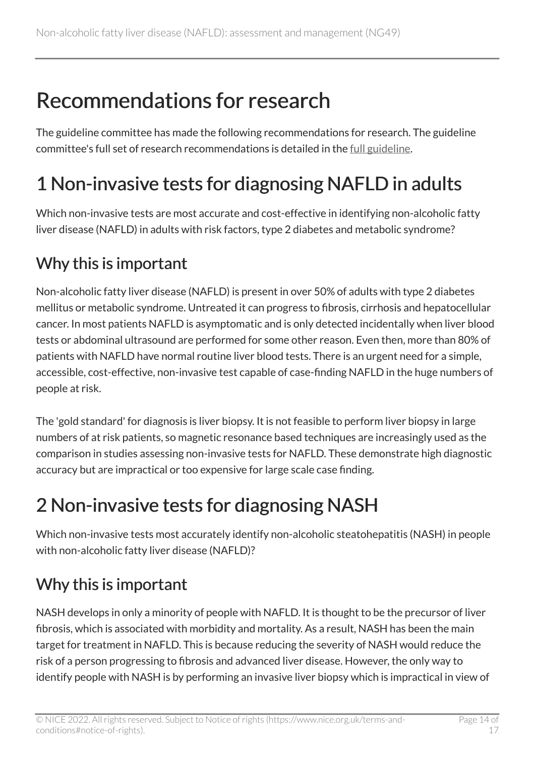# Recommendations for research

The guideline committee has made the following recommendations for research. The guideline committee's full set of research recommendations is detailed in the full guideline.

# 1 Non-invasive tests for diagnosing NAFLD in adults

Which non-invasive tests are most accurate and cost-effective in identifying non-alcoholic fatty liver disease (NAFLD) in adults with risk factors, type 2 diabetes and metabolic syndrome?

## Why this is important

Non-alcoholic fatty liver disease (NAFLD) is present in over 50% of adults with type 2 diabetes mellitus or metabolic syndrome. Untreated it can progress to fibrosis, cirrhosis and hepatocellular cancer. In most patients NAFLD is asymptomatic and is only detected incidentally when liver blood tests or abdominal ultrasound are performed for some other reason. Even then, more than 80% of patients with NAFLD have normal routine liver blood tests. There is an urgent need for a simple, accessible, cost-effective, non-invasive test capable of case-finding NAFLD in the huge numbers of people at risk.

The 'gold standard' for diagnosis is liver biopsy. It is not feasible to perform liver biopsy in large numbers of at risk patients, so magnetic resonance based techniques are increasingly used as the comparison in studies assessing non-invasive tests for NAFLD. These demonstrate high diagnostic accuracy but are impractical or too expensive for large scale case finding.

# 2 Non-invasive tests for diagnosing NASH

Which non-invasive tests most accurately identify non-alcoholic steatohepatitis (NASH) in people with non-alcoholic fatty liver disease (NAFLD)?

## Why this is important

NASH develops in only a minority of people with NAFLD. It is thought to be the precursor of liver fibrosis, which is associated with morbidity and mortality. As a result, NASH has been the main target for treatment in NAFLD. This is because reducing the severity of NASH would reduce the risk of a person progressing to fibrosis and advanced liver disease. However, the only way to identify people with NASH is by performing an invasive liver biopsy which is impractical in view of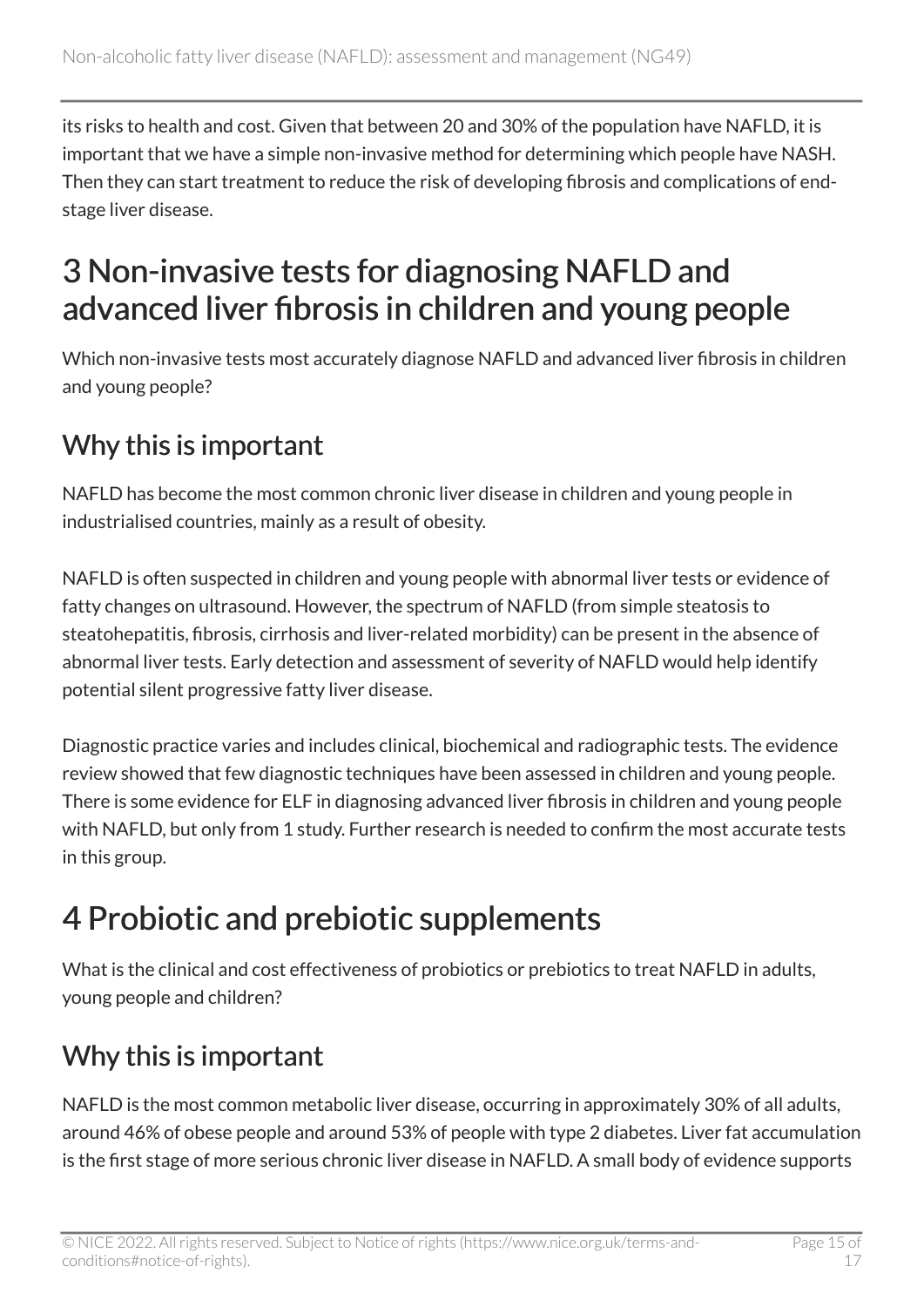its risks to health and cost. Given that between 20 and 30% of the population have NAFLD, it is important that we have a simple non-invasive method for determining which people have NASH. Then they can start treatment to reduce the risk of developing fibrosis and complications of end-stage liver disease.

# 3 Non-invasive tests for diagnosing NAFLD and advanced liver fibrosis in children and young people

Which non-invasive tests most accurately diagnose NAFLD and advanced liver fibrosis in children and young people?

## Why this is important

NAFLD has become the most common chronic liver disease in children and young people in industrialised countries, mainly as a result of obesity.

NAFLD is often suspected in children and young people with abnormal liver tests or evidence of fatty changes on ultrasound. However, the spectrum of NAFLD (from simple steatosis to steatohepatitis, fibrosis, cirrhosis and liver-related morbidity) can be present in the absence of abnormal liver tests. Early detection and assessment of severity of NAFLD would help identify potential silent progressive fatty liver disease.

Diagnostic practice varies and includes clinical, biochemical and radiographic tests. The evidence review showed that few diagnostic techniques have been assessed in children and young people. There is some evidence for ELF in diagnosing advanced liver fibrosis in children and young people with NAFLD, but only from 1 study. Further research is needed to confirm the most accurate tests in this group.

# 4 Probiotic and prebiotic supplements

What is the clinical and cost effectiveness of probiotics or prebiotics to treat NAFLD in adults, young people and children?

## Why this is important

NAFLD is the most common metabolic liver disease, occurring in approximately 30% of all adults, around 46% of obese people and around 53% of people with type 2 diabetes. Liver fat accumulation is the first stage of more serious chronic liver disease in NAFLD. A small body of evidence supports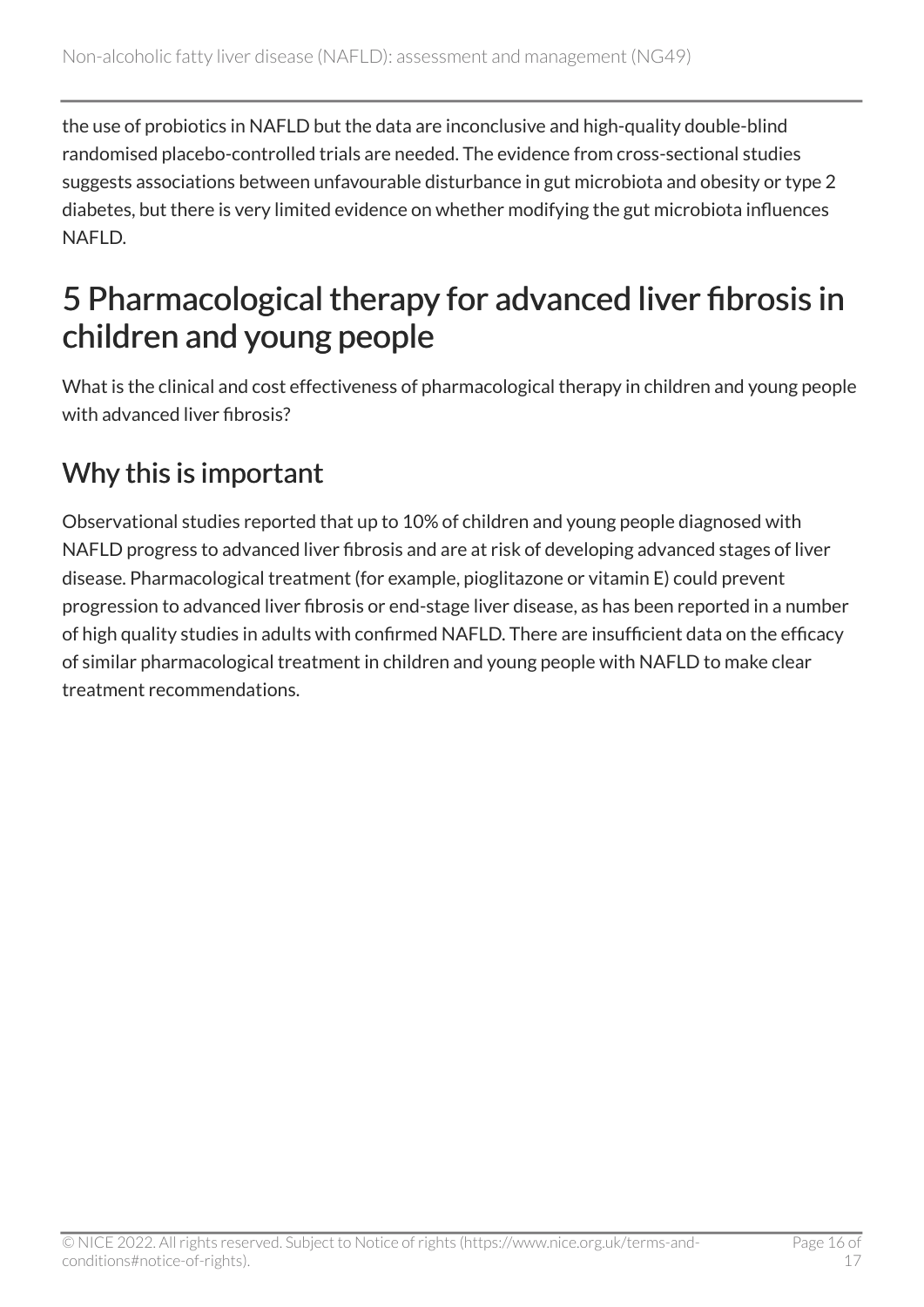the use of probiotics in NAFLD but the data are inconclusive and high-quality double-blind randomised placebo-controlled trials are needed. The evidence from cross-sectional studies suggests associations between unfavourable disturbance in gut microbiota and obesity or type 2 diabetes, but there is very limited evidence on whether modifying the gut microbiota influences NAFLD.

# 5 Pharmacological therapy for advanced liver fibrosis in children and young people

What is the clinical and cost effectiveness of pharmacological therapy in children and young people with advanced liver fibrosis?

## Why this is important

Observational studies reported that up to 10% of children and young people diagnosed with NAFLD progress to advanced liver fibrosis and are at risk of developing advanced stages of liver disease. Pharmacological treatment (for example, pioglitazone or vitamin E) could prevent progression to advanced liver fibrosis or end-stage liver disease, as has been reported in a number of high quality studies in adults with confirmed NAFLD. There are insufficient data on the efficacy of similar pharmacological treatment in children and young people with NAFLD to make clear treatment recommendations.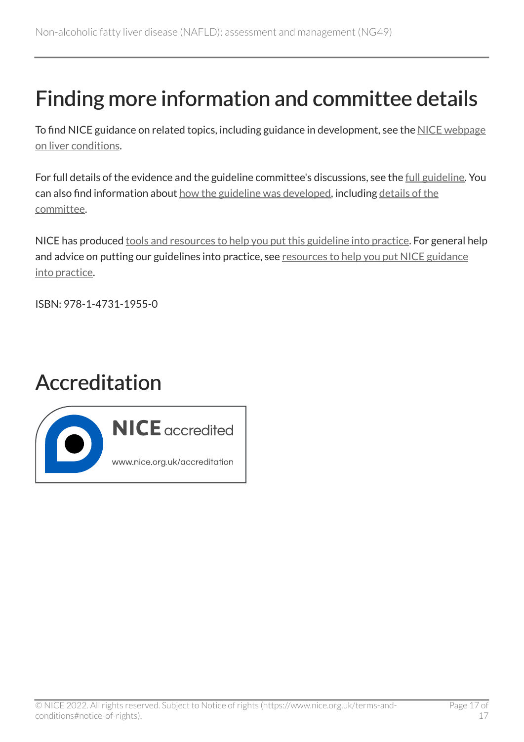# Finding more information and committee details

To find NICE guidance on related topics, including guidance in development, see the NICE webpage on liver conditions.

For full details of the evidence and the guideline committee's discussions, see the full guideline. You can also find information about how the guideline was developed, including details of the committee.

NICE has produced tools and resources to help you put this guideline into practice. For general help and advice on putting our guidelines into practice, see resources to help you put NICE guidance into practice.

ISBN: 978-1-4731-1955-0

# Accreditation

NICE accredited

www.nice.org.uk/accreditation